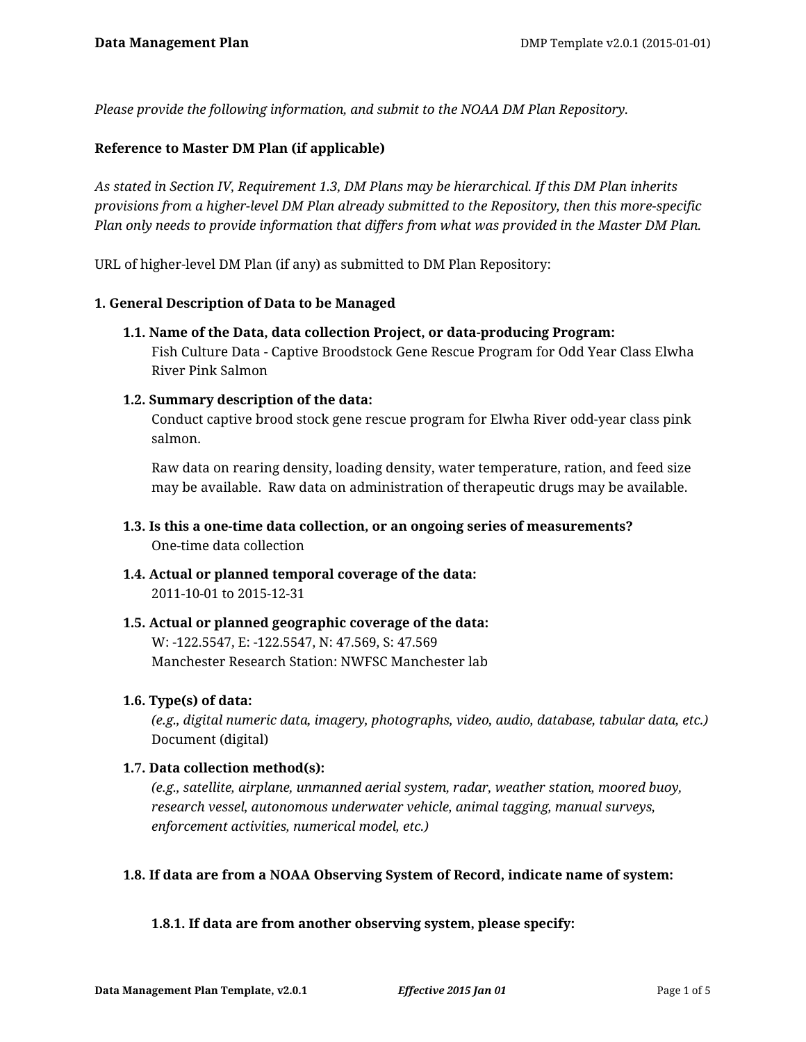*Please provide the following information, and submit to the NOAA DM Plan Repository.*

**Reference to Master DM Plan (if applicable)**

*As stated in Section IV, Requirement 1.3, DM Plans may be hierarchical. If this DM Plan inherits provisions from a higher-level DM Plan already submitted to the Repository, then this more-specific Plan only needs to provide information that differs from what was provided in the Master DM Plan.*

URL of higher-level DM Plan (if any) as submitted to DM Plan Repository:

**1. General Description of Data to be Managed**

**1.1. Name of the Data, data collection Project, or data-producing Program:**
Fish Culture Data - Captive Broodstock Gene Rescue Program for Odd Year Class Elwha River Pink Salmon

**1.2. Summary description of the data:**
Conduct captive brood stock gene rescue program for Elwha River odd-year class pink salmon.

Raw data on rearing density, loading density, water temperature, ration, and feed size may be available. Raw data on administration of therapeutic drugs may be available.

**1.3. Is this a one-time data collection, or an ongoing series of measurements?**
One-time data collection

**1.4. Actual or planned temporal coverage of the data:**
2011-10-01 to 2015-12-31

**1.5. Actual or planned geographic coverage of the data:**
W: -122.5547, E: -122.5547, N: 47.569, S: 47.569
Manchester Research Station: NWFSC Manchester lab

**1.6. Type(s) of data:**
*(e.g., digital numeric data, imagery, photographs, video, audio, database, tabular data, etc.)*
Document (digital)

**1.7. Data collection method(s):**
*(e.g., satellite, airplane, unmanned aerial system, radar, weather station, moored buoy, research vessel, autonomous underwater vehicle, animal tagging, manual surveys, enforcement activities, numerical model, etc.)*

**1.8. If data are from a NOAA Observing System of Record, indicate name of system:**

**1.8.1. If data are from another observing system, please specify:**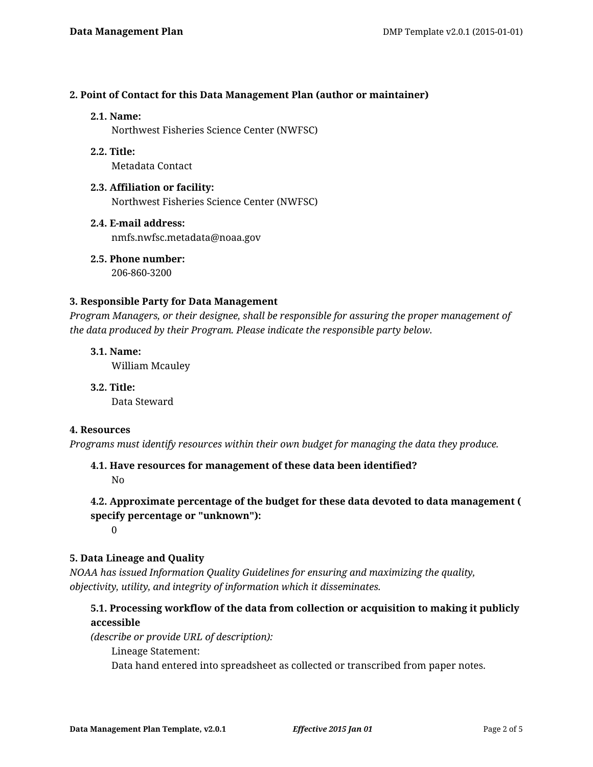### 2. Point of Contact for this Data Management Plan (author or maintainer)

**2.1. Name:**
Northwest Fisheries Science Center (NWFSC)

**2.2. Title:**
Metadata Contact

**2.3. Affiliation or facility:**
Northwest Fisheries Science Center (NWFSC)

**2.4. E-mail address:**
nmfs.nwfsc.metadata@noaa.gov

**2.5. Phone number:**
206-860-3200

### 3. Responsible Party for Data Management

*Program Managers, or their designee, shall be responsible for assuring the proper management of the data produced by their Program. Please indicate the responsible party below.*

**3.1. Name:**
William Mcauley

**3.2. Title:**
Data Steward

### 4. Resources

*Programs must identify resources within their own budget for managing the data they produce.*

**4.1. Have resources for management of these data been identified?**
No

**4.2. Approximate percentage of the budget for these data devoted to data management ( specify percentage or "unknown"):**
0

### 5. Data Lineage and Quality

*NOAA has issued Information Quality Guidelines for ensuring and maximizing the quality, objectivity, utility, and integrity of information which it disseminates.*

**5.1. Processing workflow of the data from collection or acquisition to making it publicly accessible**
*(describe or provide URL of description):*

Lineage Statement:
Data hand entered into spreadsheet as collected or transcribed from paper notes.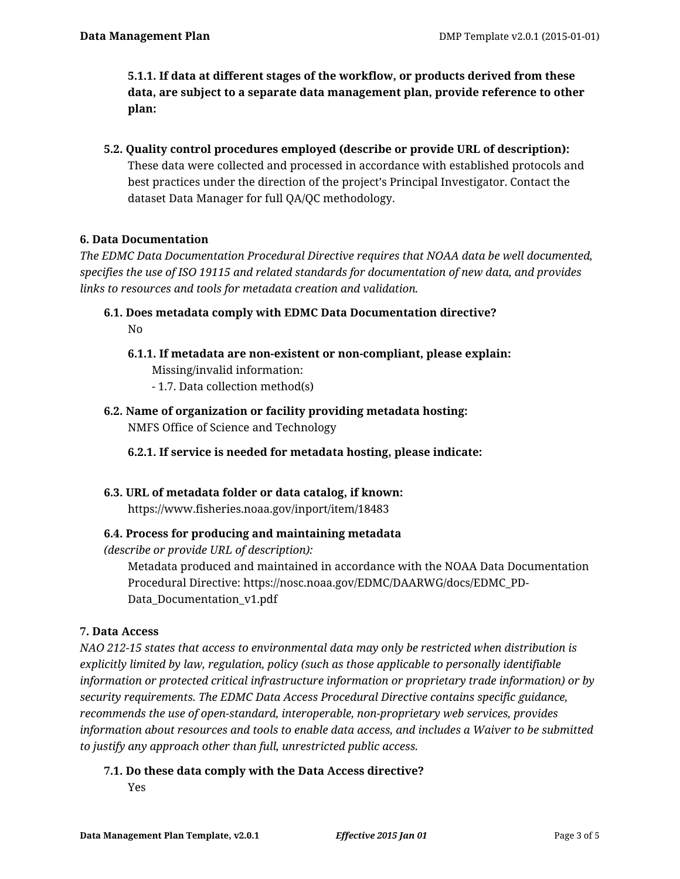#### 5.1.1. If data at different stages of the workflow, or products derived from these data, are subject to a separate data management plan, provide reference to other plan:

### 5.2. Quality control procedures employed (describe or provide URL of description):

These data were collected and processed in accordance with established protocols and best practices under the direction of the project's Principal Investigator. Contact the dataset Data Manager for full QA/QC methodology.

## 6. Data Documentation

*The EDMC Data Documentation Procedural Directive requires that NOAA data be well documented, specifies the use of ISO 19115 and related standards for documentation of new data, and provides links to resources and tools for metadata creation and validation.*

### 6.1. Does metadata comply with EDMC Data Documentation directive?

No

#### 6.1.1. If metadata are non-existent or non-compliant, please explain:

Missing/invalid information:
- 1.7. Data collection method(s)

### 6.2. Name of organization or facility providing metadata hosting:

NMFS Office of Science and Technology

#### 6.2.1. If service is needed for metadata hosting, please indicate:

### 6.3. URL of metadata folder or data catalog, if known:

https://www.fisheries.noaa.gov/inport/item/18483

### 6.4. Process for producing and maintaining metadata

*(describe or provide URL of description):*

Metadata produced and maintained in accordance with the NOAA Data Documentation Procedural Directive: https://nosc.noaa.gov/EDMC/DAARWG/docs/EDMC_PD-Data_Documentation_v1.pdf

## 7. Data Access

*NAO 212-15 states that access to environmental data may only be restricted when distribution is explicitly limited by law, regulation, policy (such as those applicable to personally identifiable information or protected critical infrastructure information or proprietary trade information) or by security requirements. The EDMC Data Access Procedural Directive contains specific guidance, recommends the use of open-standard, interoperable, non-proprietary web services, provides information about resources and tools to enable data access, and includes a Waiver to be submitted to justify any approach other than full, unrestricted public access.*

### 7.1. Do these data comply with the Data Access directive?

Yes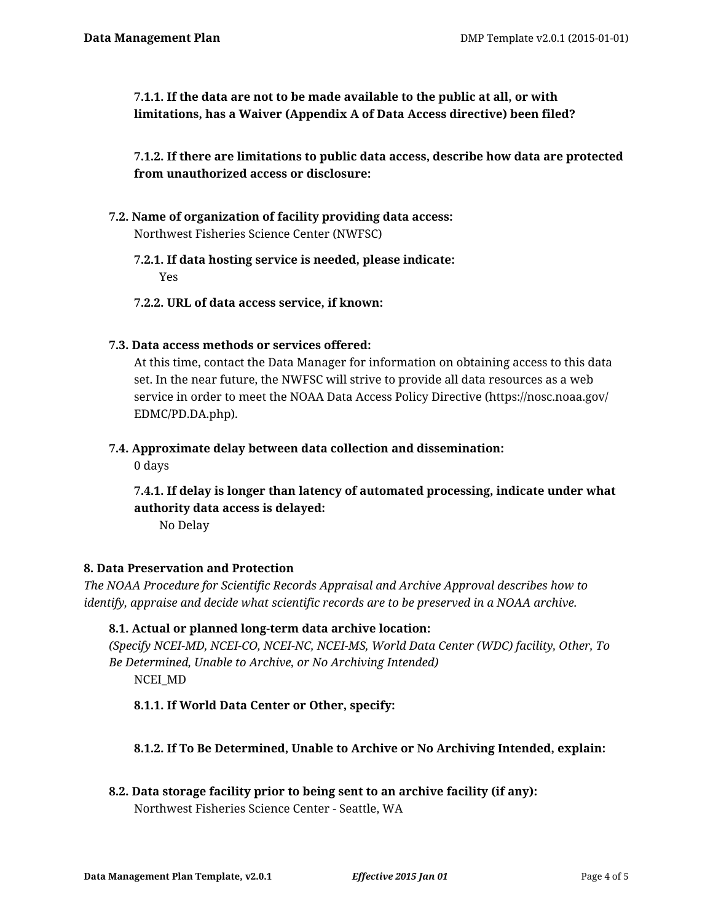#### 7.1.1. If the data are not to be made available to the public at all, or with limitations, has a Waiver (Appendix A of Data Access directive) been filed?

#### 7.1.2. If there are limitations to public data access, describe how data are protected from unauthorized access or disclosure:

### 7.2. Name of organization of facility providing data access:

Northwest Fisheries Science Center (NWFSC)

#### 7.2.1. If data hosting service is needed, please indicate:

Yes

#### 7.2.2. URL of data access service, if known:

### 7.3. Data access methods or services offered:

At this time, contact the Data Manager for information on obtaining access to this data set. In the near future, the NWFSC will strive to provide all data resources as a web service in order to meet the NOAA Data Access Policy Directive (https://nosc.noaa.gov/EDMC/PD.DA.php).

### 7.4. Approximate delay between data collection and dissemination:

0 days

#### 7.4.1. If delay is longer than latency of automated processing, indicate under what authority data access is delayed:

No Delay

## 8. Data Preservation and Protection

*The NOAA Procedure for Scientific Records Appraisal and Archive Approval describes how to identify, appraise and decide what scientific records are to be preserved in a NOAA archive.*

### 8.1. Actual or planned long-term data archive location:

*(Specify NCEI-MD, NCEI-CO, NCEI-NC, NCEI-MS, World Data Center (WDC) facility, Other, To Be Determined, Unable to Archive, or No Archiving Intended)*

NCEI_MD

#### 8.1.1. If World Data Center or Other, specify:

#### 8.1.2. If To Be Determined, Unable to Archive or No Archiving Intended, explain:

### 8.2. Data storage facility prior to being sent to an archive facility (if any):

Northwest Fisheries Science Center - Seattle, WA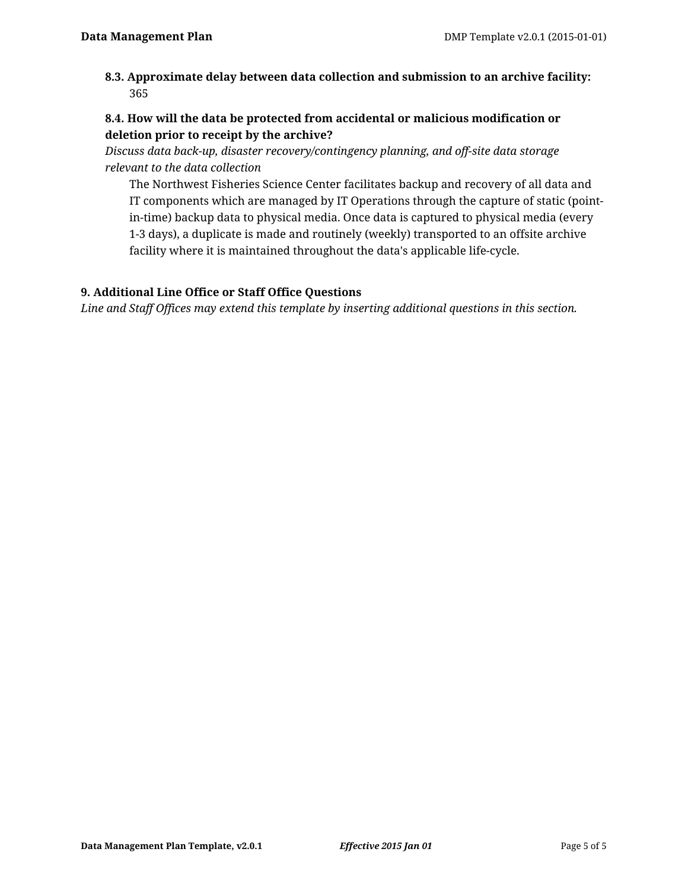### 8.3. Approximate delay between data collection and submission to an archive facility:

365

### 8.4. How will the data be protected from accidental or malicious modification or deletion prior to receipt by the archive?

*Discuss data back-up, disaster recovery/contingency planning, and off-site data storage relevant to the data collection*

The Northwest Fisheries Science Center facilitates backup and recovery of all data and IT components which are managed by IT Operations through the capture of static (point-in-time) backup data to physical media. Once data is captured to physical media (every 1-3 days), a duplicate is made and routinely (weekly) transported to an offsite archive facility where it is maintained throughout the data's applicable life-cycle.

## 9. Additional Line Office or Staff Office Questions

*Line and Staff Offices may extend this template by inserting additional questions in this section.*